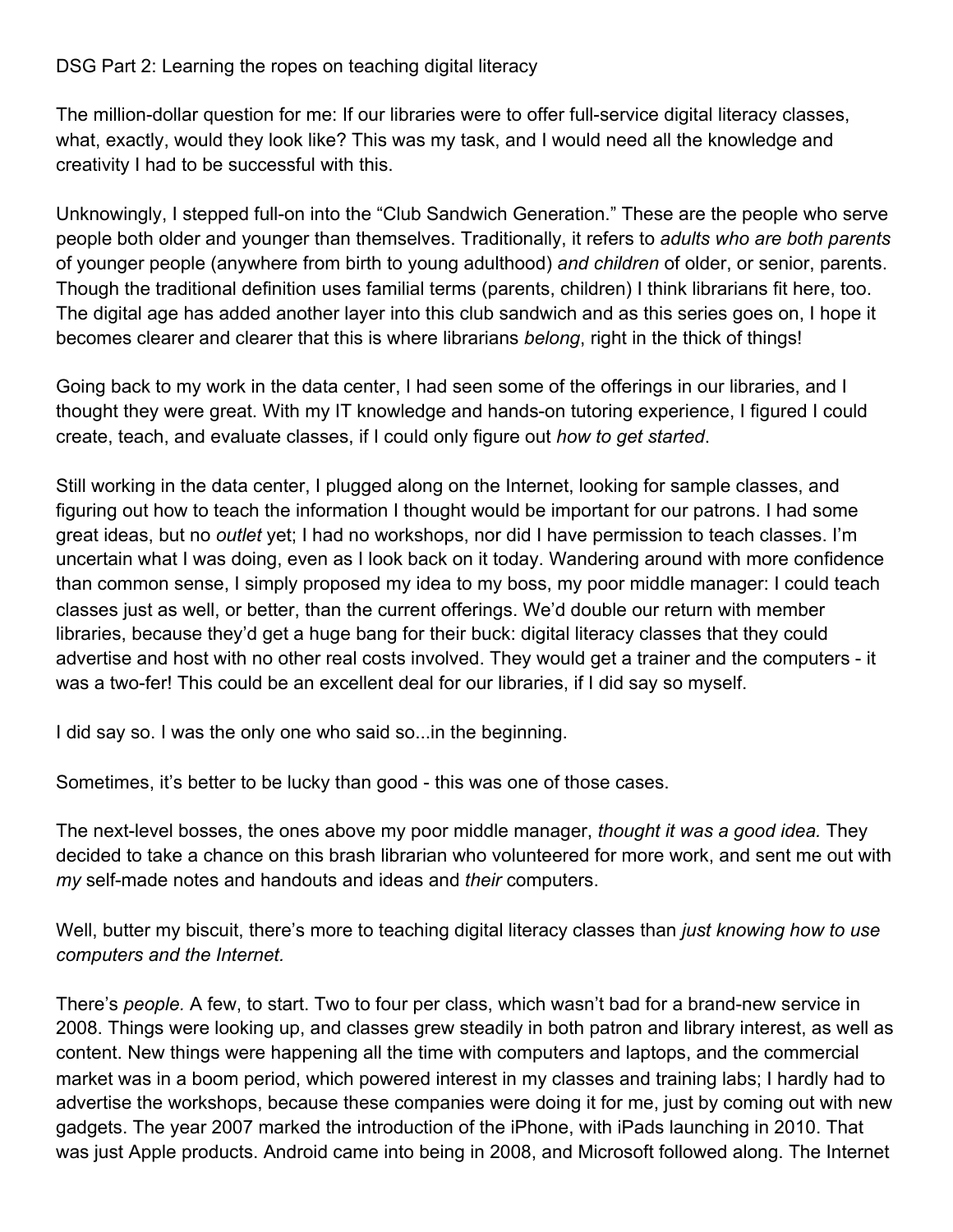# DSG Part 2: Learning the ropes on teaching digital literacy

The million-dollar question for me: If our libraries were to offer full-service digital literacy classes, what, exactly, would they look like? This was my task, and I would need all the knowledge and creativity I had to be successful with this.

Unknowingly, I stepped full-on into the "Club Sandwich Generation." These are the people who serve people both older and younger than themselves. Traditionally, it refers to *adults who are both parents* of younger people (anywhere from birth to young adulthood) *and children* of older, or senior, parents. Though the traditional definition uses familial terms (parents, children) I think librarians fit here, too. The digital age has added another layer into this club sandwich and as this series goes on, I hope it becomes clearer and clearer that this is where librarians *belong*, right in the thick of things!

Going back to my work in the data center, I had seen some of the offerings in our libraries, and I thought they were great. With my IT knowledge and hands-on tutoring experience, I figured I could create, teach, and evaluate classes, if I could only figure out *how to get started*.

Still working in the data center, I plugged along on the Internet, looking for sample classes, and figuring out how to teach the information I thought would be important for our patrons. I had some great ideas, but no *outlet* yet; I had no workshops, nor did I have permission to teach classes. I'm uncertain what I was doing, even as I look back on it today. Wandering around with more confidence than common sense, I simply proposed my idea to my boss, my poor middle manager: I could teach classes just as well, or better, than the current offerings. We'd double our return with member libraries, because they'd get a huge bang for their buck: digital literacy classes that they could advertise and host with no other real costs involved. They would get a trainer and the computers - it was a two-fer! This could be an excellent deal for our libraries, if I did say so myself.

I did say so. I was the only one who said so...in the beginning.

Sometimes, it's better to be lucky than good - this was one of those cases.

The next-level bosses, the ones above my poor middle manager, *thought it was a good idea.* They decided to take a chance on this brash librarian who volunteered for more work, and sent me out with *my* self-made notes and handouts and ideas and *their* computers.

Well, butter my biscuit, there's more to teaching digital literacy classes than *just knowing how to use computers and the Internet.*

There's *people.* A few, to start. Two to four per class, which wasn't bad for a brand-new service in 2008. Things were looking up, and classes grew steadily in both patron and library interest, as well as content. New things were happening all the time with computers and laptops, and the commercial market was in a boom period, which powered interest in my classes and training labs; I hardly had to advertise the workshops, because these companies were doing it for me, just by coming out with new gadgets. The year 2007 marked the introduction of the iPhone, with iPads launching in 2010. That was just Apple products. Android came into being in 2008, and Microsoft followed along. The Internet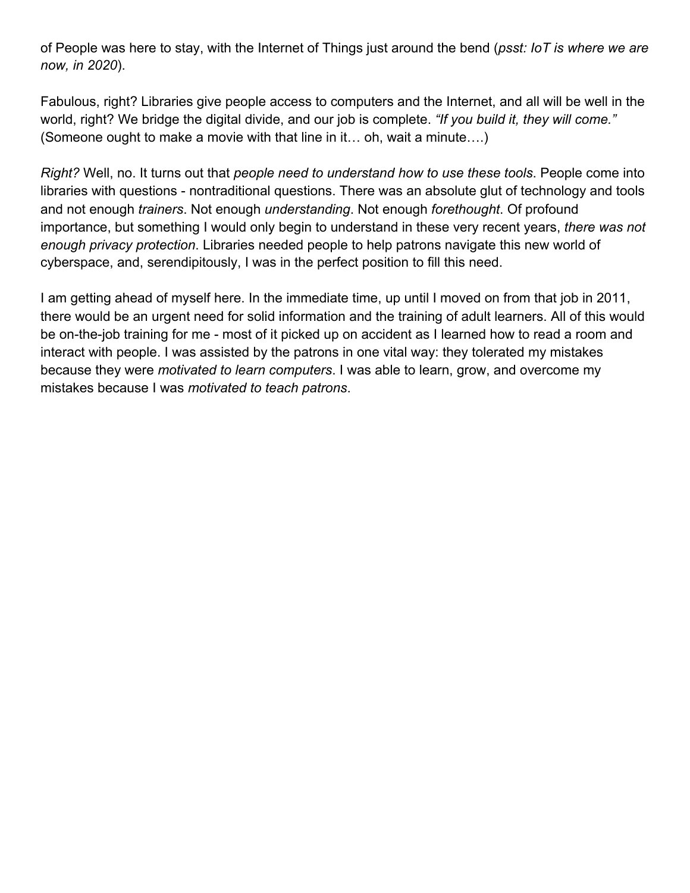of People was here to stay, with the Internet of Things just around the bend (*psst: IoT is where we are now, in 2020*).

Fabulous, right? Libraries give people access to computers and the Internet, and all will be well in the world, right? We bridge the digital divide, and our job is complete. *"If you build it, they will come."* (Someone ought to make a movie with that line in it… oh, wait a minute….)

*Right?* Well, no. It turns out that *people need to understand how to use these tools*. People come into libraries with questions - nontraditional questions. There was an absolute glut of technology and tools and not enough *trainers*. Not enough *understanding*. Not enough *forethought*. Of profound importance, but something I would only begin to understand in these very recent years, *there was not enough privacy protection*. Libraries needed people to help patrons navigate this new world of cyberspace, and, serendipitously, I was in the perfect position to fill this need.

I am getting ahead of myself here. In the immediate time, up until I moved on from that job in 2011, there would be an urgent need for solid information and the training of adult learners. All of this would be on-the-job training for me - most of it picked up on accident as I learned how to read a room and interact with people. I was assisted by the patrons in one vital way: they tolerated my mistakes because they were *motivated to learn computers*. I was able to learn, grow, and overcome my mistakes because I was *motivated to teach patrons*.